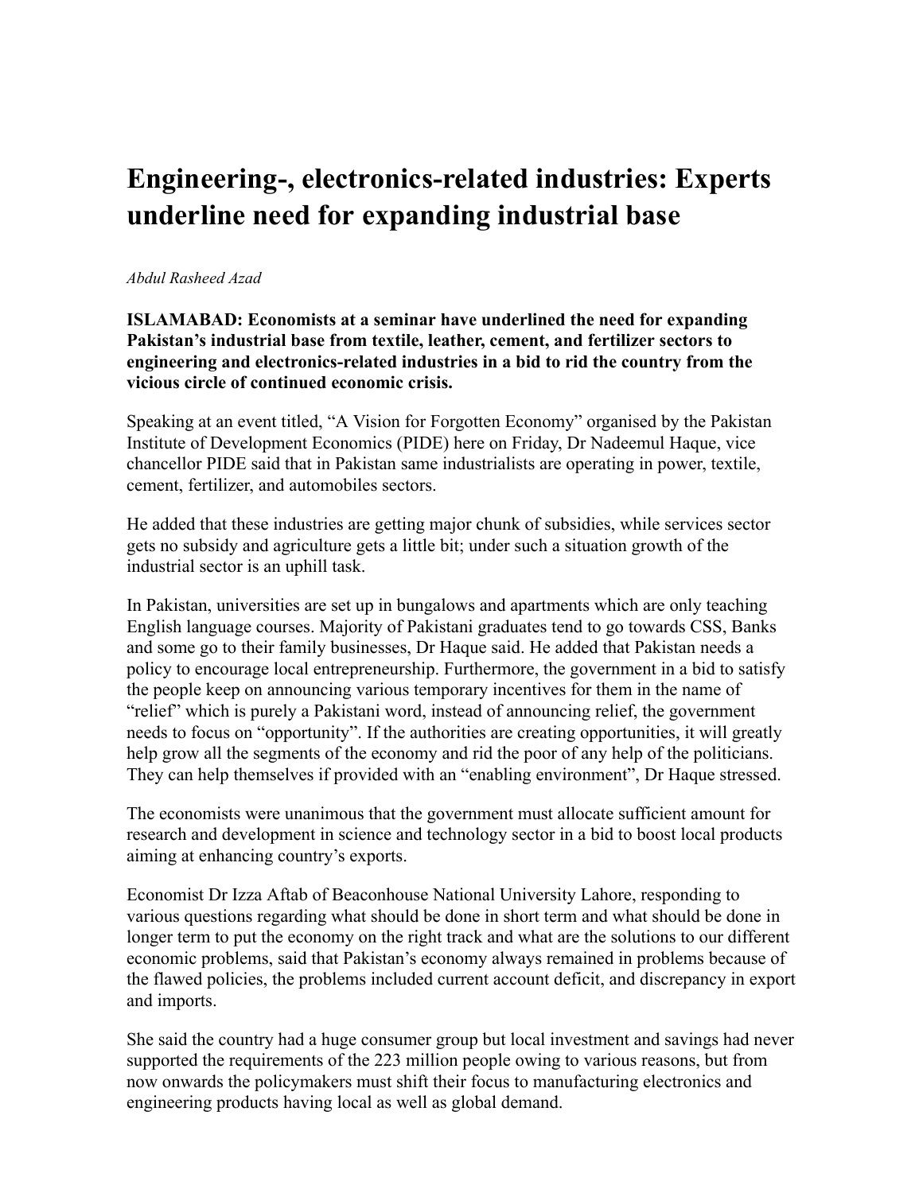# Engineering-, electronics-related industries: Experts underline need for expanding industrial base

*Abdul Rasheed Azad*

**ISLAMABAD: Economists at a seminar have underlined the need for expanding Pakistan's industrial base from textile, leather, cement, and fertilizer sectors to engineering and electronics-related industries in a bid to rid the country from the vicious circle of continued economic crisis.**

Speaking at an event titled, "A Vision for Forgotten Economy" organised by the Pakistan Institute of Development Economics (PIDE) here on Friday, Dr Nadeemul Haque, vice chancellor PIDE said that in Pakistan same industrialists are operating in power, textile, cement, fertilizer, and automobiles sectors.

He added that these industries are getting major chunk of subsidies, while services sector gets no subsidy and agriculture gets a little bit; under such a situation growth of the industrial sector is an uphill task.

In Pakistan, universities are set up in bungalows and apartments which are only teaching English language courses. Majority of Pakistani graduates tend to go towards CSS, Banks and some go to their family businesses, Dr Haque said. He added that Pakistan needs a policy to encourage local entrepreneurship. Furthermore, the government in a bid to satisfy the people keep on announcing various temporary incentives for them in the name of "relief" which is purely a Pakistani word, instead of announcing relief, the government needs to focus on "opportunity". If the authorities are creating opportunities, it will greatly help grow all the segments of the economy and rid the poor of any help of the politicians. They can help themselves if provided with an "enabling environment", Dr Haque stressed.

The economists were unanimous that the government must allocate sufficient amount for research and development in science and technology sector in a bid to boost local products aiming at enhancing country's exports.

Economist Dr Izza Aftab of Beaconhouse National University Lahore, responding to various questions regarding what should be done in short term and what should be done in longer term to put the economy on the right track and what are the solutions to our different economic problems, said that Pakistan's economy always remained in problems because of the flawed policies, the problems included current account deficit, and discrepancy in export and imports.

She said the country had a huge consumer group but local investment and savings had never supported the requirements of the 223 million people owing to various reasons, but from now onwards the policymakers must shift their focus to manufacturing electronics and engineering products having local as well as global demand.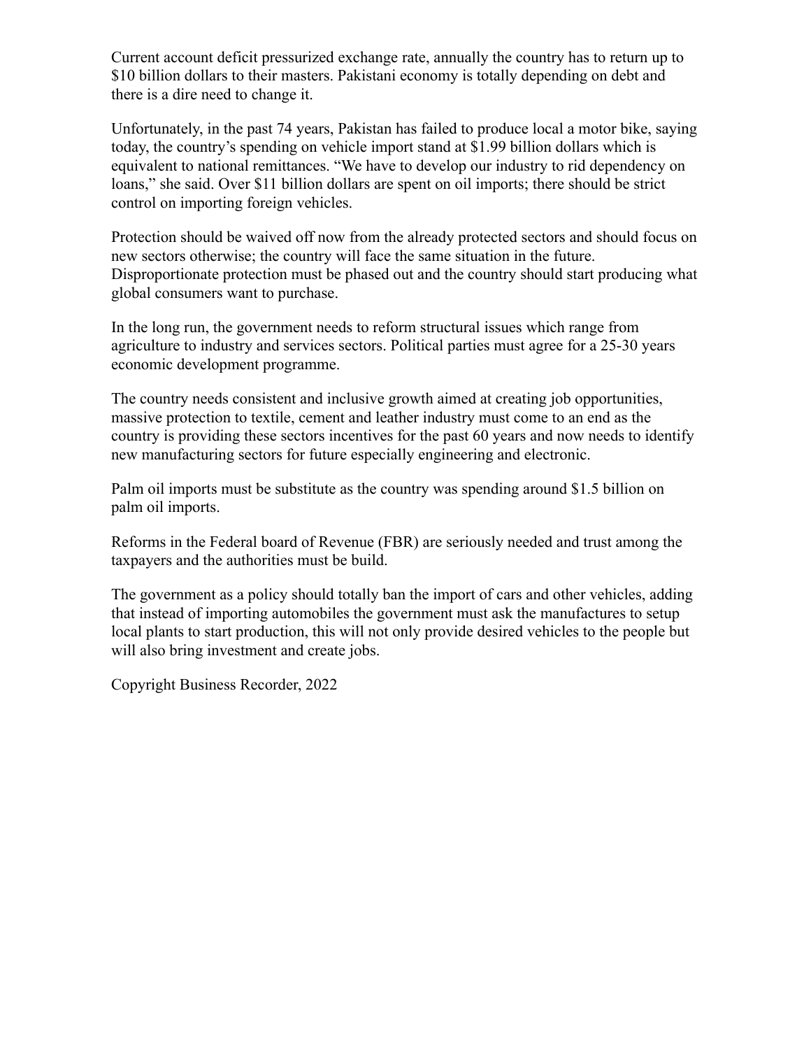Current account deficit pressurized exchange rate, annually the country has to return up to $10 billion dollars to their masters. Pakistani economy is totally depending on debt and there is a dire need to change it.

Unfortunately, in the past 74 years, Pakistan has failed to produce local a motor bike, saying today, the country's spending on vehicle import stand at $1.99 billion dollars which is equivalent to national remittances. "We have to develop our industry to rid dependency on loans," she said. Over $11 billion dollars are spent on oil imports; there should be strict control on importing foreign vehicles.

Protection should be waived off now from the already protected sectors and should focus on new sectors otherwise; the country will face the same situation in the future. Disproportionate protection must be phased out and the country should start producing what global consumers want to purchase.

In the long run, the government needs to reform structural issues which range from agriculture to industry and services sectors. Political parties must agree for a 25-30 years economic development programme.

The country needs consistent and inclusive growth aimed at creating job opportunities, massive protection to textile, cement and leather industry must come to an end as the country is providing these sectors incentives for the past 60 years and now needs to identify new manufacturing sectors for future especially engineering and electronic.

Palm oil imports must be substitute as the country was spending around $1.5 billion on palm oil imports.

Reforms in the Federal board of Revenue (FBR) are seriously needed and trust among the taxpayers and the authorities must be build.

The government as a policy should totally ban the import of cars and other vehicles, adding that instead of importing automobiles the government must ask the manufactures to setup local plants to start production, this will not only provide desired vehicles to the people but will also bring investment and create jobs.

Copyright Business Recorder, 2022